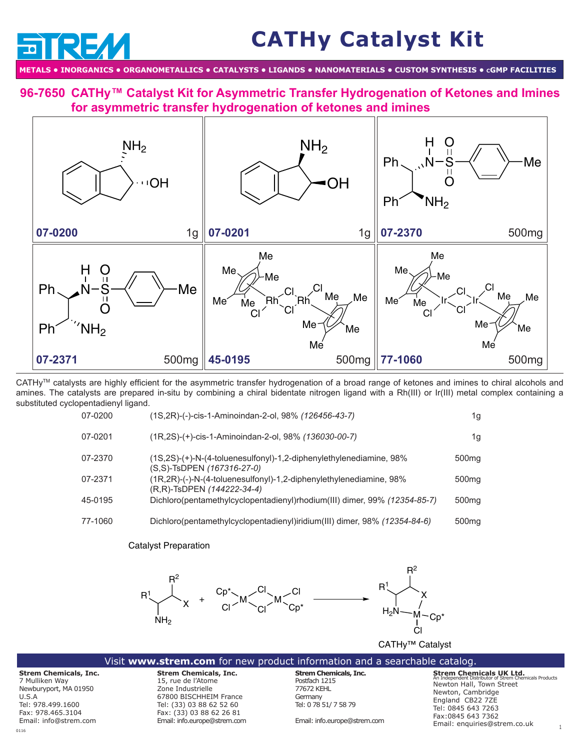# CATHy Catalyst Kit

METALS • INORGANICS • ORGANOMETALLICS • CATALYSTS • LIGANDS • NANOMATERIALS • CUSTOM SYNTHESIS • cGMP FACILITIES

## 96-7650 CATHy™ Catalyst Kit for Asymmetric Transfer Hydrogenation of Ketones and Imines for asymmetric transfer hydrogenation of ketones and imines

| | | |
|---|---|---|
| 07-0200 — 1g | 07-0201 — 1g | 07-2370 — 500mg |
| 07-2371 — 500mg | 45-0195 — 500mg | 77-1060 — 500mg |

CATHy™ catalysts are highly efficient for the asymmetric transfer hydrogenation of a broad range of ketones and imines to chiral alcohols and amines. The catalysts are prepared in-situ by combining a chiral bidentate nitrogen ligand with a Rh(III) or Ir(III) metal complex containing a substituted cyclopentadienyl ligand.

| | | |
|---|---|---|
| 07-0200 | (1S,2R)-(-)-cis-1-Aminoindan-2-ol, 98% *(126456-43-7)* | 1g |
| 07-0201 | (1R,2S)-(+)-cis-1-Aminoindan-2-ol, 98% *(136030-00-7)* | 1g |
| 07-2370 | (1S,2S)-(+)-N-(4-toluenesulfonyl)-1,2-diphenylethylenediamine, 98% (S,S)-TsDPEN *(167316-27-0)* | 500mg |
| 07-2371 | (1R,2R)-(-)-N-(4-toluenesulfonyl)-1,2-diphenylethylenediamine, 98% (R,R)-TsDPEN *(144222-34-4)* | 500mg |
| 45-0195 | Dichloro(pentamethylcyclopentadienyl)rhodium(III) dimer, 99% *(12354-85-7)* | 500mg |
| 77-1060 | Dichloro(pentamethylcyclopentadienyl)iridium(III) dimer, 98% *(12354-84-6)* | 500mg |

### Catalyst Preparation

CATHy™ Catalyst

Visit **www.strem.com** for new product information and a searchable catalog.

**Strem Chemicals, Inc.**
7 Mulliken Way
Newburyport, MA 01950
U.S.A
Tel: 978.499.1600
Fax: 978.465.3104
Email: info@strem.com

**Strem Chemicals, Inc.**
15, rue de l'Atome
Zone Industrielle
67800 BISCHHEIM France
Tel: (33) 03 88 62 52 60
Fax: (33) 03 88 62 26 81
Email: info.europe@strem.com

**Strem Chemicals, Inc.**
Postfach 1215
77672 KEHL
Germany
Tel: 0 78 51/ 7 58 79
Email: info.europe@strem.com

**Strem Chemicals UK Ltd.**
An Independent Distributor of Strem Chemicals Products
Newton Hall, Town Street
Newton, Cambridge
England CB22 7ZE
Tel: 0845 643 7263
Fax:0845 643 7362
Email: enquiries@strem.co.uk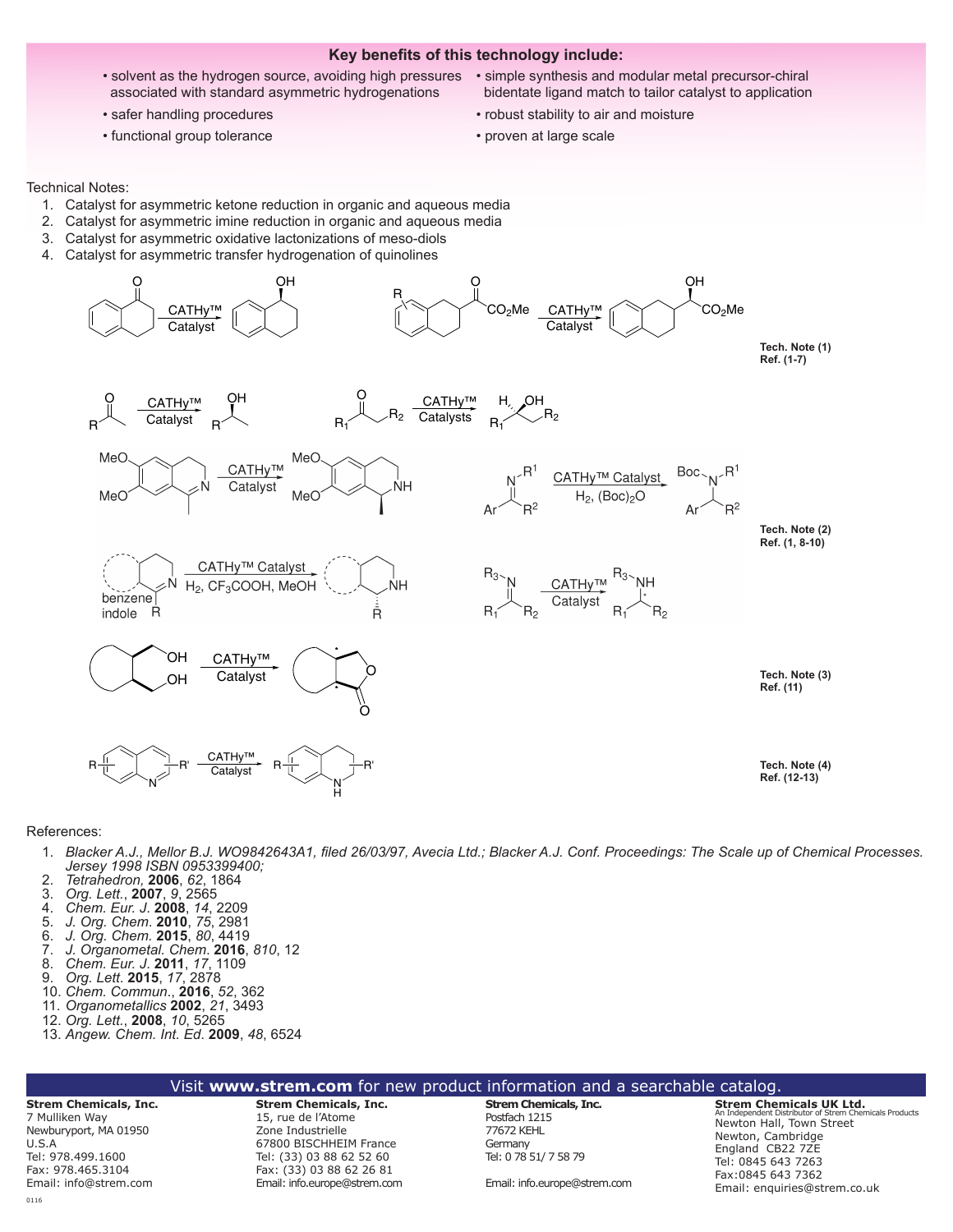**Key benefits of this technology include:**

- solvent as the hydrogen source, avoiding high pressures associated with standard asymmetric hydrogenations
- safer handling procedures
- functional group tolerance
- simple synthesis and modular metal precursor-chiral bidentate ligand match to tailor catalyst to application
- robust stability to air and moisture
- proven at large scale

Technical Notes:

1. Catalyst for asymmetric ketone reduction in organic and aqueous media
2. Catalyst for asymmetric imine reduction in organic and aqueous media
3. Catalyst for asymmetric oxidative lactonizations of meso-diols
4. Catalyst for asymmetric transfer hydrogenation of quinolines

CATHy™ Catalyst

CATHy™ Catalyst

**Tech. Note (1)**
**Ref. (1-7)**

CATHy™ Catalyst

CATHy™ Catalysts

CATHy™ Catalyst

CATHy™ Catalyst
$H_2$, $(Boc)_2O$

**Tech. Note (2)**
**Ref. (1, 8-10)**

benzene
indole

CATHy™ Catalyst
$H_2$, $CF_3COOH$, MeOH

CATHy™ Catalyst

CATHy™ Catalyst

**Tech. Note (3)**
**Ref. (11)**

CATHy™ Catalyst

**Tech. Note (4)**
**Ref. (12-13)**

References:

1. *Blacker A.J., Mellor B.J. WO9842643A1, filed 26/03/97, Avecia Ltd.; Blacker A.J. Conf. Proceedings: The Scale up of Chemical Processes. Jersey 1998 ISBN 0953399400;*
2. *Tetrahedron,* **2006**, *62*, 1864
3. *Org. Lett.*, **2007**, *9*, 2565
4. *Chem. Eur. J.* **2008**, *14*, 2209
5. *J. Org. Chem.* **2010**, *75*, 2981
6. *J. Org. Chem.* **2015**, *80*, 4419
7. *J. Organometal. Chem.* **2016**, *810*, 12
8. *Chem. Eur. J.* **2011**, *17*, 1109
9. *Org. Lett.* **2015**, *17*, 2878
10. *Chem. Commun.*, **2016**, *52*, 362
11. *Organometallics* **2002**, *21*, 3493
12. *Org. Lett.*, **2008**, *10*, 5265
13. *Angew. Chem. Int. Ed.* **2009**, *48*, 6524

Visit **www.strem.com** for new product information and a searchable catalog.

**Strem Chemicals, Inc.**
7 Mulliken Way
Newburyport, MA 01950
U.S.A
Tel: 978.499.1600
Fax: 978.465.3104
Email: info@strem.com

**Strem Chemicals, Inc.**
15, rue de l'Atome
Zone Industrielle
67800 BISCHHEIM France
Tel: (33) 03 88 62 52 60
Fax: (33) 03 88 62 26 81
Email: info.europe@strem.com

**Strem Chemicals, Inc.**
Postfach 1215
77672 KEHL
Germany
Tel: 0 78 51/ 7 58 79

Email: info.europe@strem.com

**Strem Chemicals UK Ltd.**
An Independent Distributor of Strem Chemicals Products
Newton Hall, Town Street
Newton, Cambridge
England CB22 7ZE
Tel: 0845 643 7263
Fax:0845 643 7362
Email: enquiries@strem.co.uk

0116